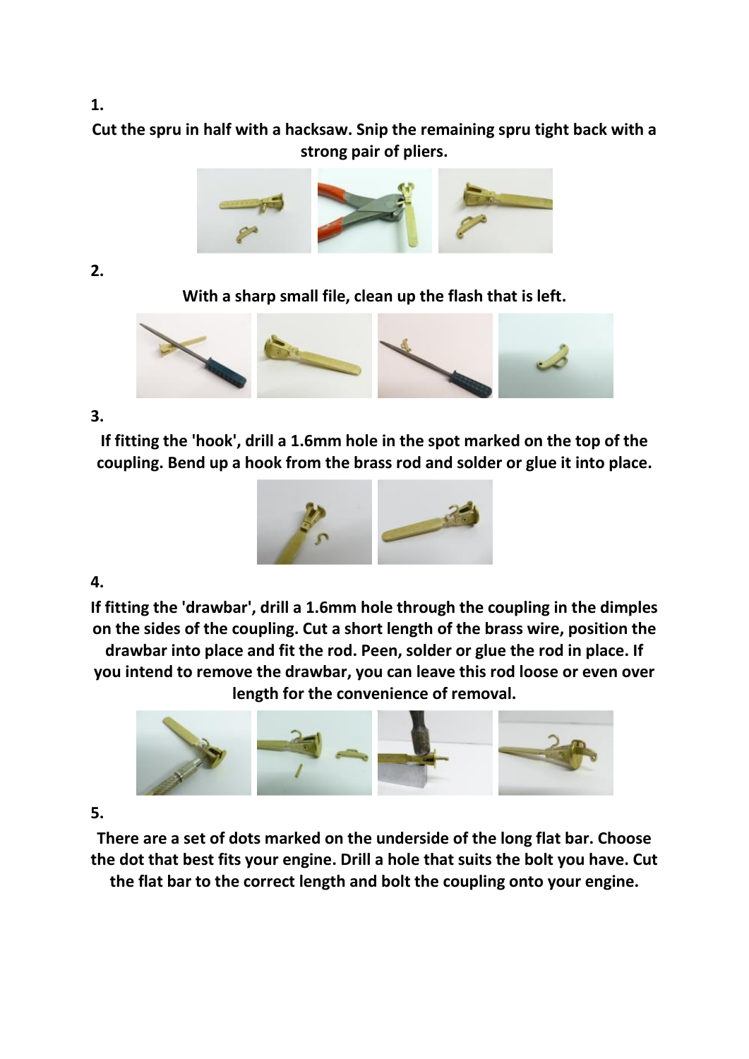**1.**

**Cut the spru in half with a hacksaw. Snip the remaining spru tight back with a strong pair of pliers.**

**2.**

**With a sharp small file, clean up the flash that is left.**

**3.**

**If fitting the 'hook', drill a 1.6mm hole in the spot marked on the top of the coupling. Bend up a hook from the brass rod and solder or glue it into place.**

**4.**

**If fitting the 'drawbar', drill a 1.6mm hole through the coupling in the dimples on the sides of the coupling. Cut a short length of the brass wire, position the drawbar into place and fit the rod. Peen, solder or glue the rod in place. If you intend to remove the drawbar, you can leave this rod loose or even over length for the convenience of removal.**

**5.**

**There are a set of dots marked on the underside of the long flat bar. Choose the dot that best fits your engine. Drill a hole that suits the bolt you have. Cut the flat bar to the correct length and bolt the coupling onto your engine.**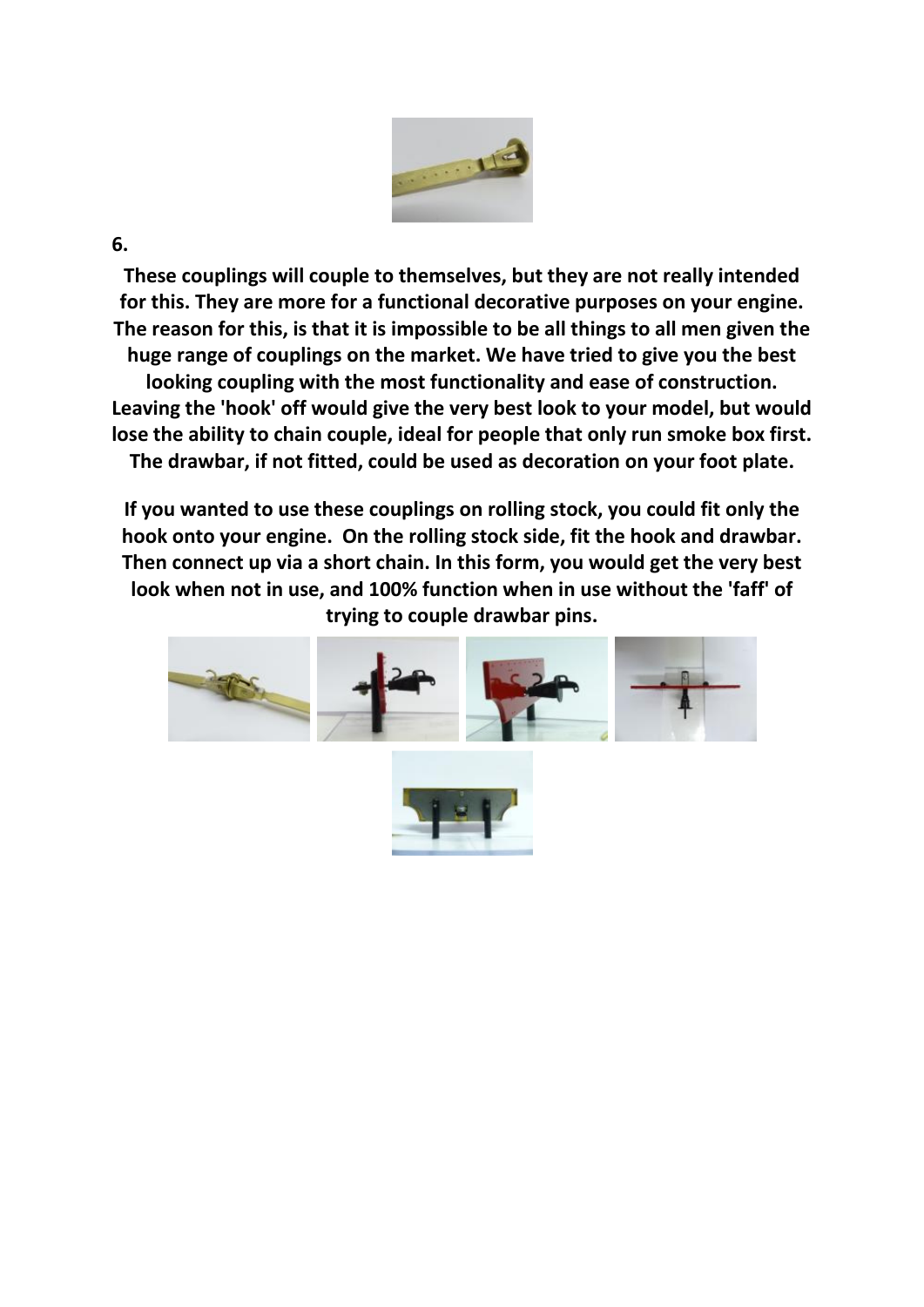**6.**

**These couplings will couple to themselves, but they are not really intended for this. They are more for a functional decorative purposes on your engine. The reason for this, is that it is impossible to be all things to all men given the huge range of couplings on the market. We have tried to give you the best looking coupling with the most functionality and ease of construction. Leaving the 'hook' off would give the very best look to your model, but would lose the ability to chain couple, ideal for people that only run smoke box first. The drawbar, if not fitted, could be used as decoration on your foot plate.**

**If you wanted to use these couplings on rolling stock, you could fit only the hook onto your engine. On the rolling stock side, fit the hook and drawbar. Then connect up via a short chain. In this form, you would get the very best look when not in use, and 100% function when in use without the 'faff' of trying to couple drawbar pins.**